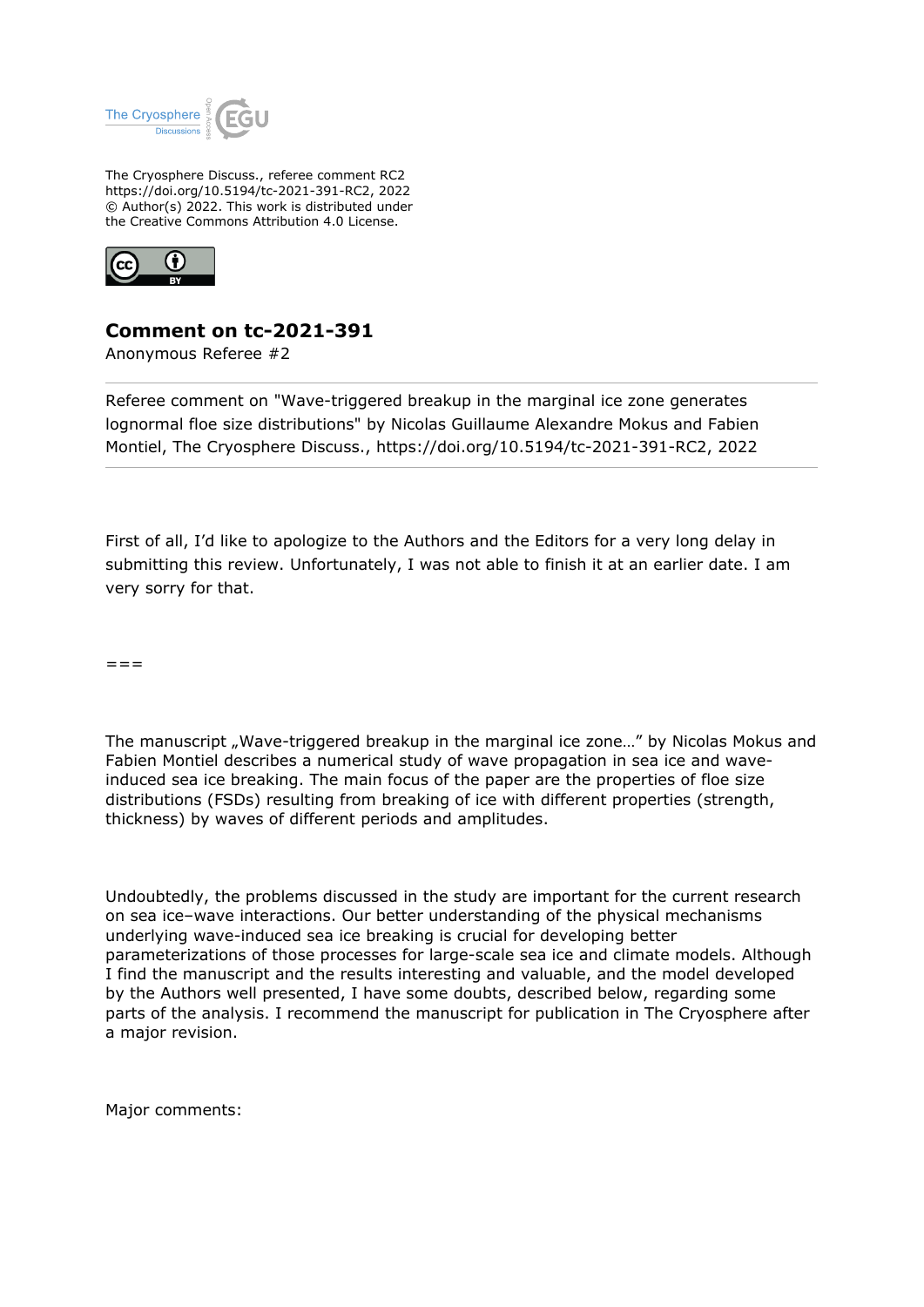The Cryosphere Discuss., referee comment RC2
https://doi.org/10.5194/tc-2021-391-RC2, 2022
© Author(s) 2022. This work is distributed under
the Creative Commons Attribution 4.0 License.

## Comment on tc-2021-391

Anonymous Referee #2

---

Referee comment on "Wave-triggered breakup in the marginal ice zone generates lognormal floe size distributions" by Nicolas Guillaume Alexandre Mokus and Fabien Montiel, The Cryosphere Discuss., https://doi.org/10.5194/tc-2021-391-RC2, 2022

---

First of all, I'd like to apologize to the Authors and the Editors for a very long delay in submitting this review. Unfortunately, I was not able to finish it at an earlier date. I am very sorry for that.

===

The manuscript „Wave-triggered breakup in the marginal ice zone…" by Nicolas Mokus and Fabien Montiel describes a numerical study of wave propagation in sea ice and wave-induced sea ice breaking. The main focus of the paper are the properties of floe size distributions (FSDs) resulting from breaking of ice with different properties (strength, thickness) by waves of different periods and amplitudes.

Undoubtedly, the problems discussed in the study are important for the current research on sea ice–wave interactions. Our better understanding of the physical mechanisms underlying wave-induced sea ice breaking is crucial for developing better parameterizations of those processes for large-scale sea ice and climate models. Although I find the manuscript and the results interesting and valuable, and the model developed by the Authors well presented, I have some doubts, described below, regarding some parts of the analysis. I recommend the manuscript for publication in The Cryosphere after a major revision.

Major comments: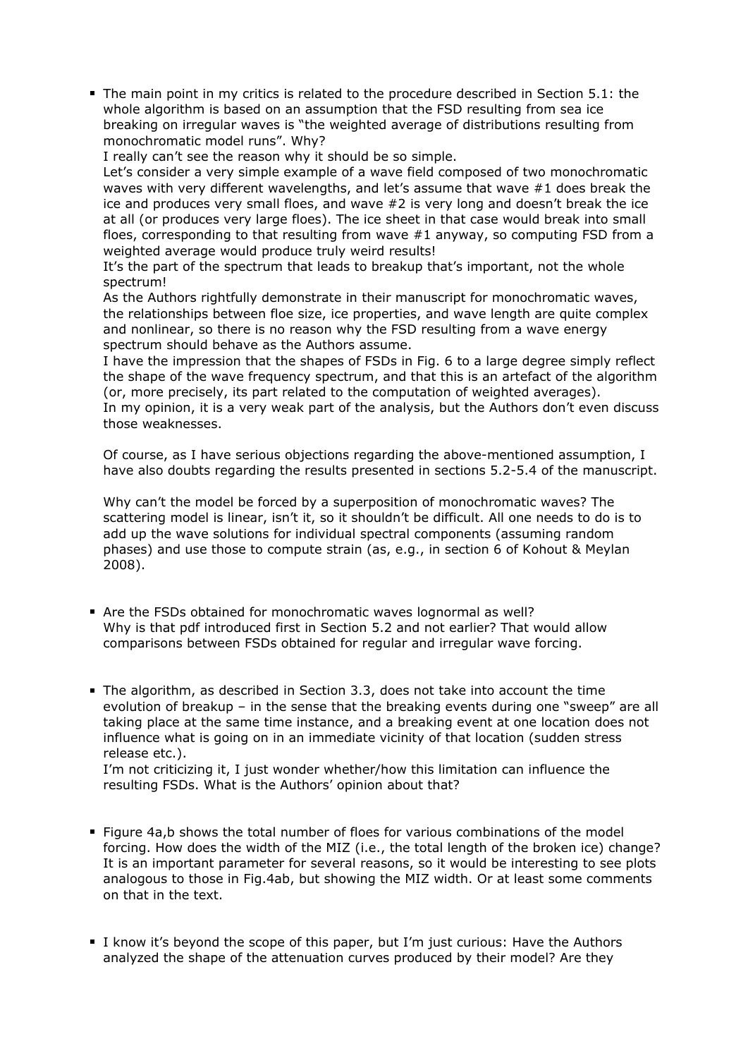- The main point in my critics is related to the procedure described in Section 5.1: the whole algorithm is based on an assumption that the FSD resulting from sea ice breaking on irregular waves is "the weighted average of distributions resulting from monochromatic model runs". Why?
  I really can't see the reason why it should be so simple.
  Let's consider a very simple example of a wave field composed of two monochromatic waves with very different wavelengths, and let's assume that wave #1 does break the ice and produces very small floes, and wave #2 is very long and doesn't break the ice at all (or produces very large floes). The ice sheet in that case would break into small floes, corresponding to that resulting from wave #1 anyway, so computing FSD from a weighted average would produce truly weird results!
  It's the part of the spectrum that leads to breakup that's important, not the whole spectrum!
  As the Authors rightfully demonstrate in their manuscript for monochromatic waves, the relationships between floe size, ice properties, and wave length are quite complex and nonlinear, so there is no reason why the FSD resulting from a wave energy spectrum should behave as the Authors assume.
  I have the impression that the shapes of FSDs in Fig. 6 to a large degree simply reflect the shape of the wave frequency spectrum, and that this is an artefact of the algorithm (or, more precisely, its part related to the computation of weighted averages).
  In my opinion, it is a very weak part of the analysis, but the Authors don't even discuss those weaknesses.

  Of course, as I have serious objections regarding the above-mentioned assumption, I have also doubts regarding the results presented in sections 5.2-5.4 of the manuscript.

  Why can't the model be forced by a superposition of monochromatic waves? The scattering model is linear, isn't it, so it shouldn't be difficult. All one needs to do is to add up the wave solutions for individual spectral components (assuming random phases) and use those to compute strain (as, e.g., in section 6 of Kohout & Meylan 2008).

- Are the FSDs obtained for monochromatic waves lognormal as well?
  Why is that pdf introduced first in Section 5.2 and not earlier? That would allow comparisons between FSDs obtained for regular and irregular wave forcing.

- The algorithm, as described in Section 3.3, does not take into account the time evolution of breakup – in the sense that the breaking events during one "sweep" are all taking place at the same time instance, and a breaking event at one location does not influence what is going on in an immediate vicinity of that location (sudden stress release etc.).
  I'm not criticizing it, I just wonder whether/how this limitation can influence the resulting FSDs. What is the Authors' opinion about that?

- Figure 4a,b shows the total number of floes for various combinations of the model forcing. How does the width of the MIZ (i.e., the total length of the broken ice) change? It is an important parameter for several reasons, so it would be interesting to see plots analogous to those in Fig.4ab, but showing the MIZ width. Or at least some comments on that in the text.

- I know it's beyond the scope of this paper, but I'm just curious: Have the Authors analyzed the shape of the attenuation curves produced by their model? Are they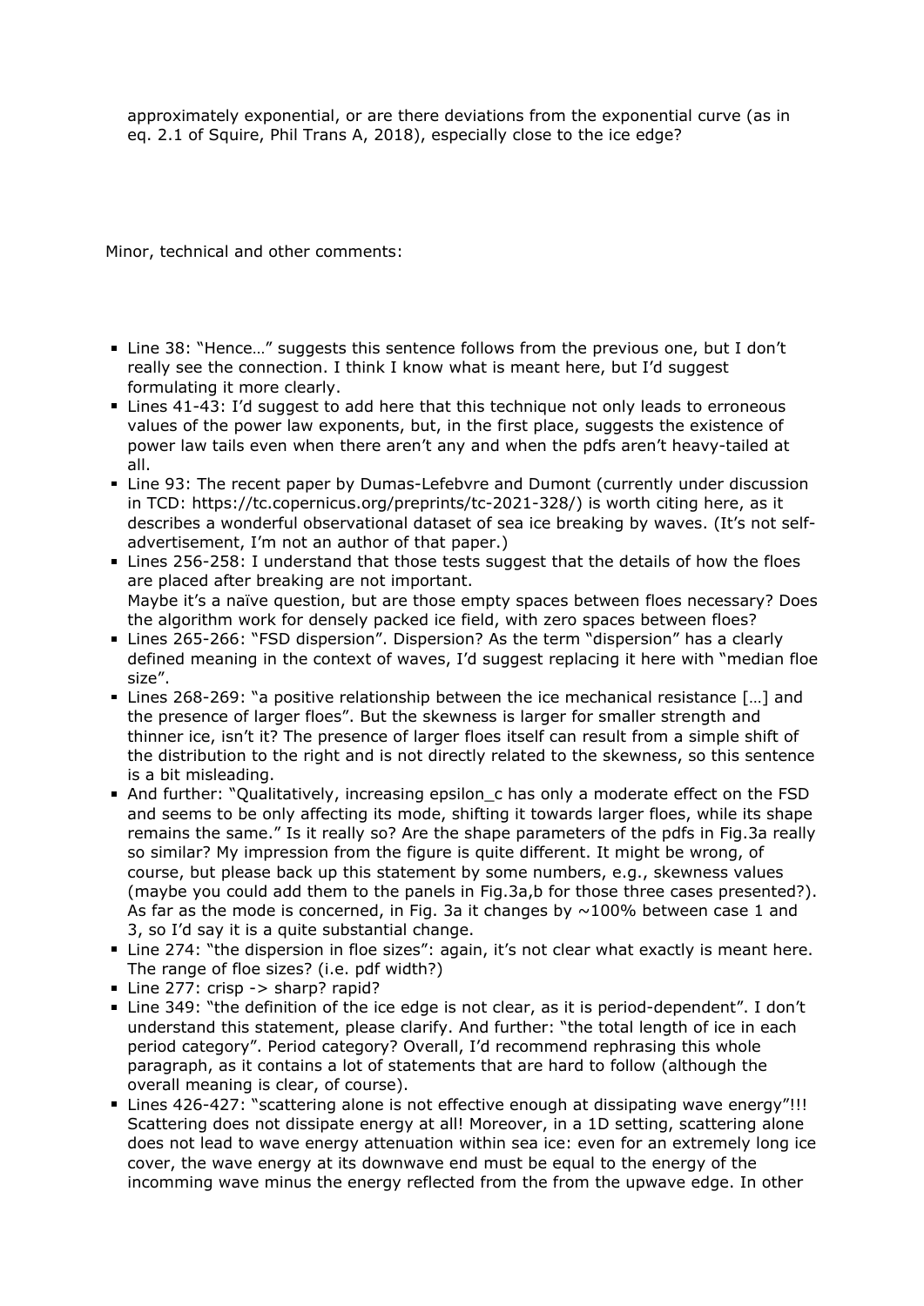approximately exponential, or are there deviations from the exponential curve (as in eq. 2.1 of Squire, Phil Trans A, 2018), especially close to the ice edge?

Minor, technical and other comments:

- Line 38: "Hence…" suggests this sentence follows from the previous one, but I don't really see the connection. I think I know what is meant here, but I'd suggest formulating it more clearly.
- Lines 41-43: I'd suggest to add here that this technique not only leads to erroneous values of the power law exponents, but, in the first place, suggests the existence of power law tails even when there aren't any and when the pdfs aren't heavy-tailed at all.
- Line 93: The recent paper by Dumas-Lefebvre and Dumont (currently under discussion in TCD: https://tc.copernicus.org/preprints/tc-2021-328/) is worth citing here, as it describes a wonderful observational dataset of sea ice breaking by waves. (It's not self-advertisement, I'm not an author of that paper.)
- Lines 256-258: I understand that those tests suggest that the details of how the floes are placed after breaking are not important.
  Maybe it's a naïve question, but are those empty spaces between floes necessary? Does the algorithm work for densely packed ice field, with zero spaces between floes?
- Lines 265-266: "FSD dispersion". Dispersion? As the term "dispersion" has a clearly defined meaning in the context of waves, I'd suggest replacing it here with "median floe size".
- Lines 268-269: "a positive relationship between the ice mechanical resistance […] and the presence of larger floes". But the skewness is larger for smaller strength and thinner ice, isn't it? The presence of larger floes itself can result from a simple shift of the distribution to the right and is not directly related to the skewness, so this sentence is a bit misleading.
- And further: "Qualitatively, increasing epsilon_c has only a moderate effect on the FSD and seems to be only affecting its mode, shifting it towards larger floes, while its shape remains the same." Is it really so? Are the shape parameters of the pdfs in Fig.3a really so similar? My impression from the figure is quite different. It might be wrong, of course, but please back up this statement by some numbers, e.g., skewness values (maybe you could add them to the panels in Fig.3a,b for those three cases presented?). As far as the mode is concerned, in Fig. 3a it changes by ~100% between case 1 and 3, so I'd say it is a quite substantial change.
- Line 274: "the dispersion in floe sizes": again, it's not clear what exactly is meant here. The range of floe sizes? (i.e. pdf width?)
- Line 277: crisp -> sharp? rapid?
- Line 349: "the definition of the ice edge is not clear, as it is period-dependent". I don't understand this statement, please clarify. And further: "the total length of ice in each period category". Period category? Overall, I'd recommend rephrasing this whole paragraph, as it contains a lot of statements that are hard to follow (although the overall meaning is clear, of course).
- Lines 426-427: "scattering alone is not effective enough at dissipating wave energy"!!! Scattering does not dissipate energy at all! Moreover, in a 1D setting, scattering alone does not lead to wave energy attenuation within sea ice: even for an extremely long ice cover, the wave energy at its downwave end must be equal to the energy of the incomming wave minus the energy reflected from the from the upwave edge. In other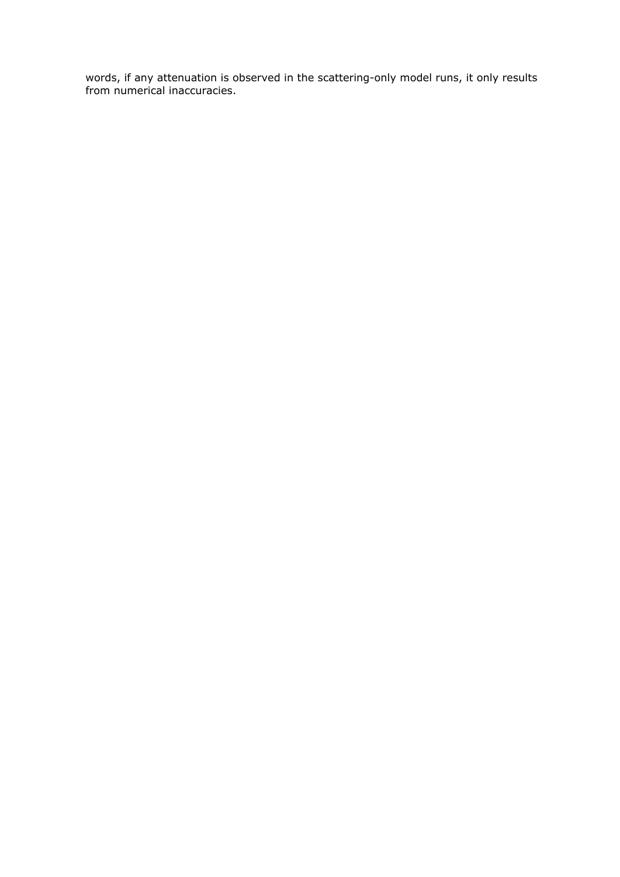words, if any attenuation is observed in the scattering-only model runs, it only results from numerical inaccuracies.